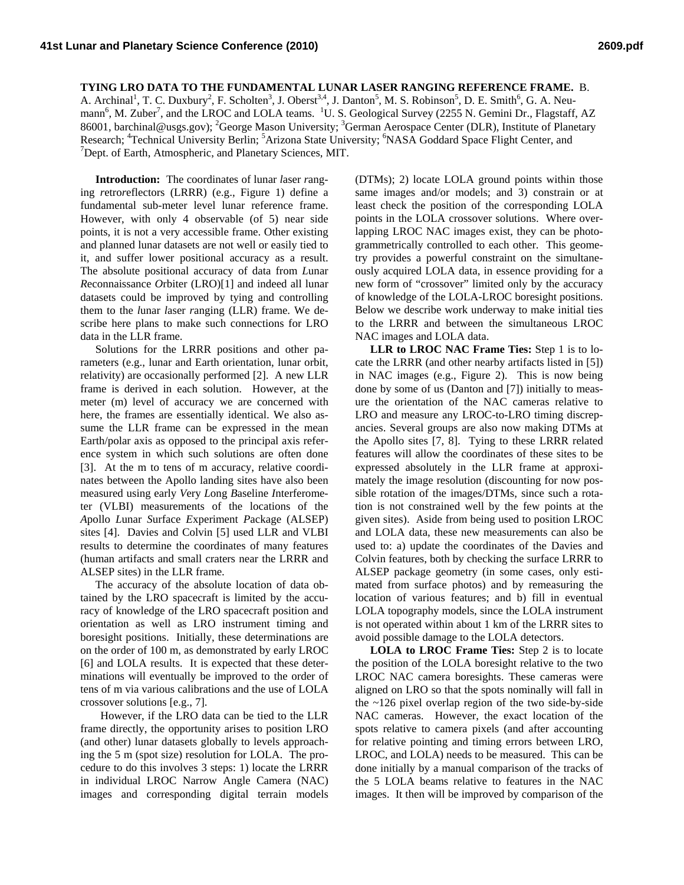**TYING LRO DATA TO THE FUNDAMENTAL LUNAR LASER RANGING REFERENCE FRAME.** B. A. Archinal[1], T. C. Duxbury[2], F. Scholten[3], J. Oberst[3,4], J. Danton[5], M. S. Robinson[5], D. E. Smith[6], G. A. Neumann[6], M. Zuber[7], and the LROC and LOLA teams. [1]U. S. Geological Survey (2255 N. Gemini Dr., Flagstaff, AZ 86001, barchinal@usgs.gov); [2]George Mason University; [3]German Aerospace Center (DLR), Institute of Planetary Research; [4]Technical University Berlin; [5]Arizona State University; [6]NASA Goddard Space Flight Center, and [7]Dept. of Earth, Atmospheric, and Planetary Sciences, MIT.

**Introduction:** The coordinates of lunar *l*aser *r*anging *r*etro*r*eflectors (LRRR) (e.g., Figure 1) define a fundamental sub-meter level lunar reference frame. However, with only 4 observable (of 5) near side points, it is not a very accessible frame. Other existing and planned lunar datasets are not well or easily tied to it, and suffer lower positional accuracy as a result. The absolute positional accuracy of data from *L*unar *R*econnaissance *O*rbiter (LRO)[1] and indeed all lunar datasets could be improved by tying and controlling them to the *l*unar *l*aser *r*anging (LLR) frame. We describe here plans to make such connections for LRO data in the LLR frame.

Solutions for the LRRR positions and other parameters (e.g., lunar and Earth orientation, lunar orbit, relativity) are occasionally performed [2]. A new LLR frame is derived in each solution. However, at the meter (m) level of accuracy we are concerned with here, the frames are essentially identical. We also assume the LLR frame can be expressed in the mean Earth/polar axis as opposed to the principal axis reference system in which such solutions are often done [3]. At the m to tens of m accuracy, relative coordinates between the Apollo landing sites have also been measured using early *V*ery *L*ong *B*aseline *I*nterferometer (VLBI) measurements of the locations of the *A*pollo *L*unar *S*urface *E*xperiment *P*ackage (ALSEP) sites [4]. Davies and Colvin [5] used LLR and VLBI results to determine the coordinates of many features (human artifacts and small craters near the LRRR and ALSEP sites) in the LLR frame.

The accuracy of the absolute location of data obtained by the LRO spacecraft is limited by the accuracy of knowledge of the LRO spacecraft position and orientation as well as LRO instrument timing and boresight positions. Initially, these determinations are on the order of 100 m, as demonstrated by early LROC [6] and LOLA results. It is expected that these determinations will eventually be improved to the order of tens of m via various calibrations and the use of LOLA crossover solutions [e.g., 7].

However, if the LRO data can be tied to the LLR frame directly, the opportunity arises to position LRO (and other) lunar datasets globally to levels approaching the 5 m (spot size) resolution for LOLA. The procedure to do this involves 3 steps: 1) locate the LRRR in individual LROC Narrow Angle Camera (NAC) images and corresponding digital terrain models (DTMs); 2) locate LOLA ground points within those same images and/or models; and 3) constrain or at least check the position of the corresponding LOLA points in the LOLA crossover solutions. Where overlapping LROC NAC images exist, they can be photogrammetrically controlled to each other. This geometry provides a powerful constraint on the simultaneously acquired LOLA data, in essence providing for a new form of "crossover" limited only by the accuracy of knowledge of the LOLA-LROC boresight positions. Below we describe work underway to make initial ties to the LRRR and between the simultaneous LROC NAC images and LOLA data.

**LLR to LROC NAC Frame Ties:** Step 1 is to locate the LRRR (and other nearby artifacts listed in [5]) in NAC images (e.g., Figure 2). This is now being done by some of us (Danton and [7]) initially to measure the orientation of the NAC cameras relative to LRO and measure any LROC-to-LRO timing discrepancies. Several groups are also now making DTMs at the Apollo sites [7, 8]. Tying to these LRRR related features will allow the coordinates of these sites to be expressed absolutely in the LLR frame at approximately the image resolution (discounting for now possible rotation of the images/DTMs, since such a rotation is not constrained well by the few points at the given sites). Aside from being used to position LROC and LOLA data, these new measurements can also be used to: a) update the coordinates of the Davies and Colvin features, both by checking the surface LRRR to ALSEP package geometry (in some cases, only estimated from surface photos) and by remeasuring the location of various features; and b) fill in eventual LOLA topography models, since the LOLA instrument is not operated within about 1 km of the LRRR sites to avoid possible damage to the LOLA detectors.

**LOLA to LROC Frame Ties:** Step 2 is to locate the position of the LOLA boresight relative to the two LROC NAC camera boresights. These cameras were aligned on LRO so that the spots nominally will fall in the ~126 pixel overlap region of the two side-by-side NAC cameras. However, the exact location of the spots relative to camera pixels (and after accounting for relative pointing and timing errors between LRO, LROC, and LOLA) needs to be measured. This can be done initially by a manual comparison of the tracks of the 5 LOLA beams relative to features in the NAC images. It then will be improved by comparison of the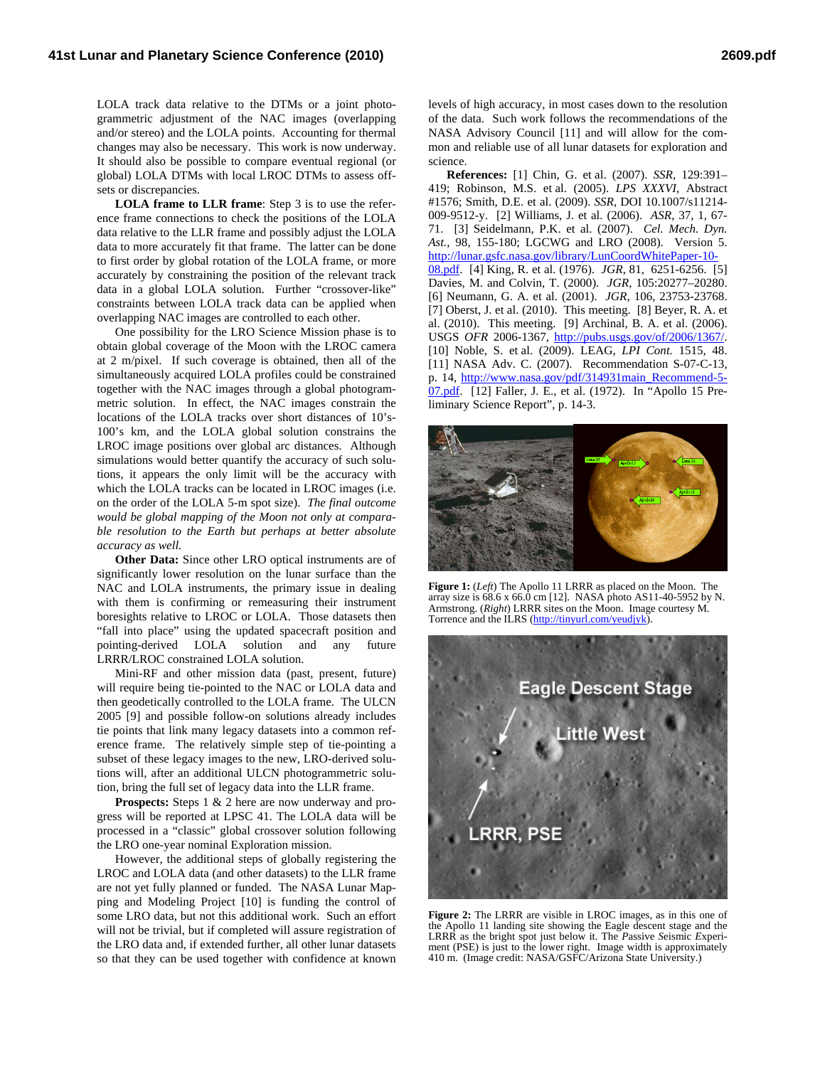LOLA track data relative to the DTMs or a joint photogrammetric adjustment of the NAC images (overlapping and/or stereo) and the LOLA points. Accounting for thermal changes may also be necessary. This work is now underway. It should also be possible to compare eventual regional (or global) LOLA DTMs with local LROC DTMs to assess offsets or discrepancies.

**LOLA frame to LLR frame**: Step 3 is to use the reference frame connections to check the positions of the LOLA data relative to the LLR frame and possibly adjust the LOLA data to more accurately fit that frame. The latter can be done to first order by global rotation of the LOLA frame, or more accurately by constraining the position of the relevant track data in a global LOLA solution. Further "crossover-like" constraints between LOLA track data can be applied when overlapping NAC images are controlled to each other.

One possibility for the LRO Science Mission phase is to obtain global coverage of the Moon with the LROC camera at 2 m/pixel. If such coverage is obtained, then all of the simultaneously acquired LOLA profiles could be constrained together with the NAC images through a global photogrammetric solution. In effect, the NAC images constrain the locations of the LOLA tracks over short distances of 10's-100's km, and the LOLA global solution constrains the LROC image positions over global arc distances. Although simulations would better quantify the accuracy of such solutions, it appears the only limit will be the accuracy with which the LOLA tracks can be located in LROC images (i.e. on the order of the LOLA 5-m spot size). *The final outcome would be global mapping of the Moon not only at comparable resolution to the Earth but perhaps at better absolute accuracy as well.*

**Other Data:** Since other LRO optical instruments are of significantly lower resolution on the lunar surface than the NAC and LOLA instruments, the primary issue in dealing with them is confirming or remeasuring their instrument boresights relative to LROC or LOLA. Those datasets then "fall into place" using the updated spacecraft position and pointing-derived LOLA solution and any future LRRR/LROC constrained LOLA solution.

Mini-RF and other mission data (past, present, future) will require being tie-pointed to the NAC or LOLA data and then geodetically controlled to the LOLA frame. The ULCN 2005 [9] and possible follow-on solutions already includes tie points that link many legacy datasets into a common reference frame. The relatively simple step of tie-pointing a subset of these legacy images to the new, LRO-derived solutions will, after an additional ULCN photogrammetric solution, bring the full set of legacy data into the LLR frame.

**Prospects:** Steps 1 & 2 here are now underway and progress will be reported at LPSC 41. The LOLA data will be processed in a "classic" global crossover solution following the LRO one-year nominal Exploration mission.

However, the additional steps of globally registering the LROC and LOLA data (and other datasets) to the LLR frame are not yet fully planned or funded. The NASA Lunar Mapping and Modeling Project [10] is funding the control of some LRO data, but not this additional work. Such an effort will not be trivial, but if completed will assure registration of the LRO data and, if extended further, all other lunar datasets so that they can be used together with confidence at known levels of high accuracy, in most cases down to the resolution of the data. Such work follows the recommendations of the NASA Advisory Council [11] and will allow for the common and reliable use of all lunar datasets for exploration and science.

**References:** [1] Chin, G. et al. (2007). *SSR*, 129:391–419; Robinson, M.S. et al. (2005). *LPS XXXVI*, Abstract #1576; Smith, D.E. et al. (2009). *SSR*, DOI 10.1007/s11214-009-9512-y. [2] Williams, J. et al. (2006). *ASR*, 37, 1, 67-71. [3] Seidelmann, P.K. et al. (2007). *Cel. Mech. Dyn. Ast.*, 98, 155-180; LGCWG and LRO (2008). Version 5. http://lunar.gsfc.nasa.gov/library/LunCoordWhitePaper-10-08.pdf. [4] King, R. et al. (1976). *JGR*, 81, 6251-6256. [5] Davies, M. and Colvin, T. (2000). *JGR*, 105:20277–20280. [6] Neumann, G. A. et al. (2001). *JGR*, 106, 23753-23768. [7] Oberst, J. et al. (2010). This meeting. [8] Beyer, R. A. et al. (2010). This meeting. [9] Archinal, B. A. et al. (2006). USGS *OFR* 2006-1367, http://pubs.usgs.gov/of/2006/1367/. [10] Noble, S. et al. (2009). LEAG, *LPI Cont.* 1515, 48. [11] NASA Adv. C. (2007). Recommendation S-07-C-13, p. 14, http://www.nasa.gov/pdf/314931main_Recommend-5-07.pdf. [12] Faller, J. E., et al. (1972). In "Apollo 15 Preliminary Science Report", p. 14-3.

**Figure 1:** (*Left*) The Apollo 11 LRRR as placed on the Moon. The array size is 68.6 x 66.0 cm [12]. NASA photo AS11-40-5952 by N. Armstrong. (*Right*) LRRR sites on the Moon. Image courtesy M. Torrence and the ILRS (http://tinyurl.com/yeudjyk).

Eagle Descent Stage
Little West
LRRR, PSE

**Figure 2:** The LRRR are visible in LROC images, as in this one of the Apollo 11 landing site showing the Eagle descent stage and the LRRR as the bright spot just below it. The *P*assive *S*eismic *E*xperiment (PSE) is just to the lower right. Image width is approximately 410 m. (Image credit: NASA/GSFC/Arizona State University.)